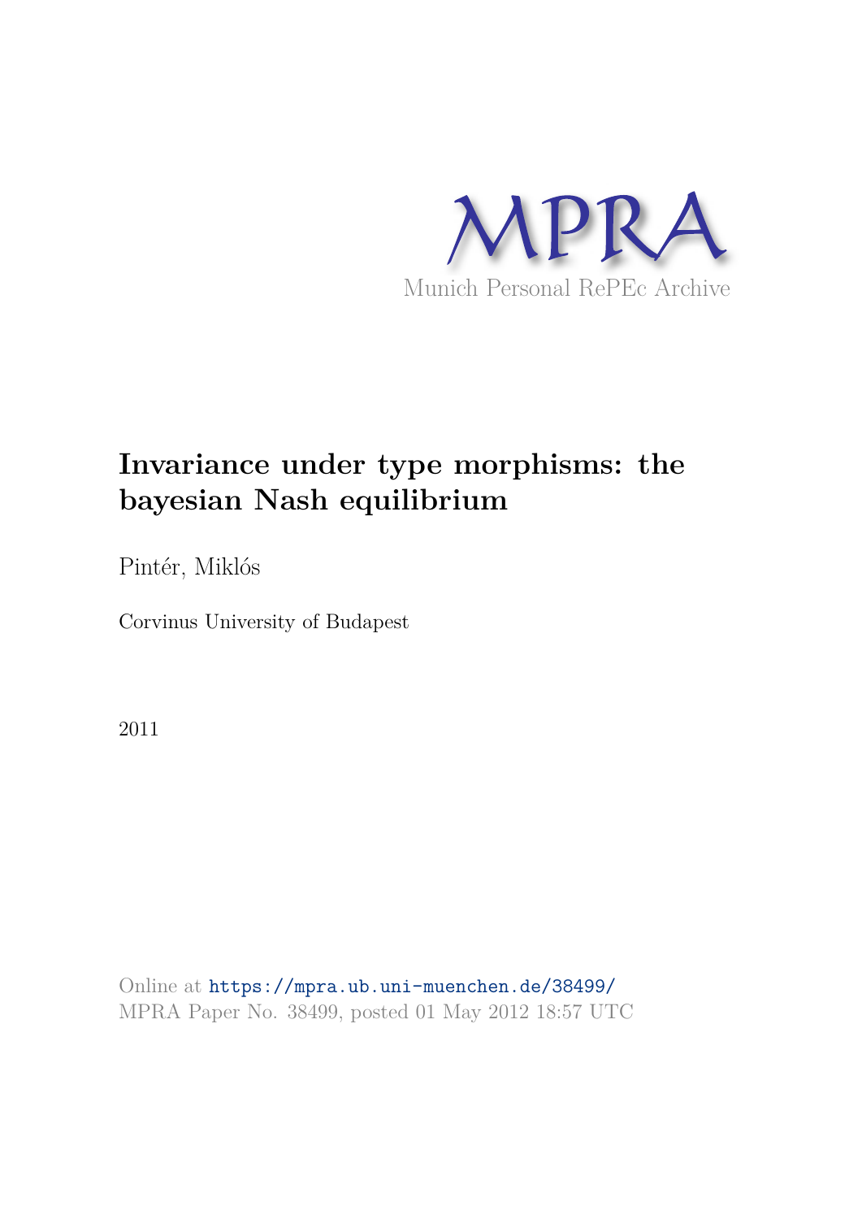MPRA

Munich Personal RePEc Archive

# Invariance under type morphisms: the bayesian Nash equilibrium

Pintér, Miklós

Corvinus University of Budapest

2011

Online at https://mpra.ub.uni-muenchen.de/38499/
MPRA Paper No. 38499, posted 01 May 2012 18:57 UTC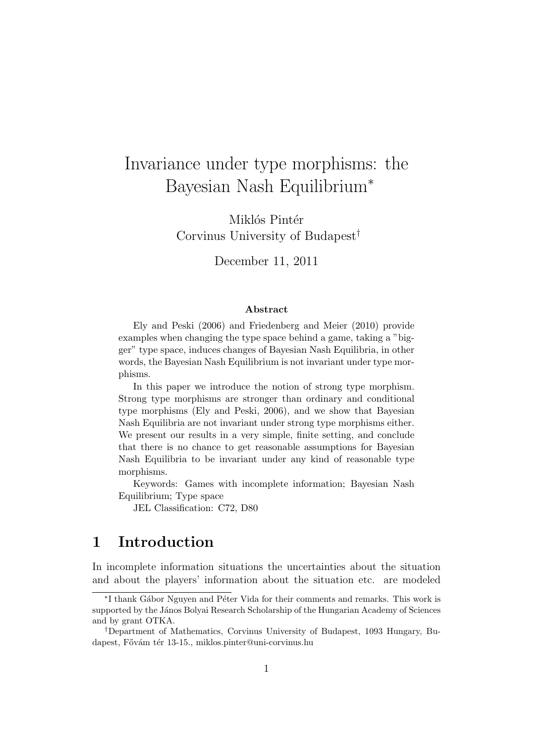# Invariance under type morphisms: the Bayesian Nash Equilibrium*

Miklós Pintér
Corvinus University of Budapest[†]

December 11, 2011

**Abstract**

Ely and Peski (2006) and Friedenberg and Meier (2010) provide examples when changing the type space behind a game, taking a "bigger" type space, induces changes of Bayesian Nash Equilibria, in other words, the Bayesian Nash Equilibrium is not invariant under type morphisms.

In this paper we introduce the notion of strong type morphism. Strong type morphisms are stronger than ordinary and conditional type morphisms (Ely and Peski, 2006), and we show that Bayesian Nash Equilibria are not invariant under strong type morphisms either. We present our results in a very simple, finite setting, and conclude that there is no chance to get reasonable assumptions for Bayesian Nash Equilibria to be invariant under any kind of reasonable type morphisms.

Keywords: Games with incomplete information; Bayesian Nash Equilibrium; Type space

JEL Classification: C72, D80

## 1 Introduction

In incomplete information situations the uncertainties about the situation and about the players' information about the situation etc. are modeled

---

*I thank Gábor Nguyen and Péter Vida for their comments and remarks. This work is supported by the János Bolyai Research Scholarship of the Hungarian Academy of Sciences and by grant OTKA.

†Department of Mathematics, Corvinus University of Budapest, 1093 Hungary, Budapest, Fővám tér 13-15., miklos.pinter@uni-corvinus.hu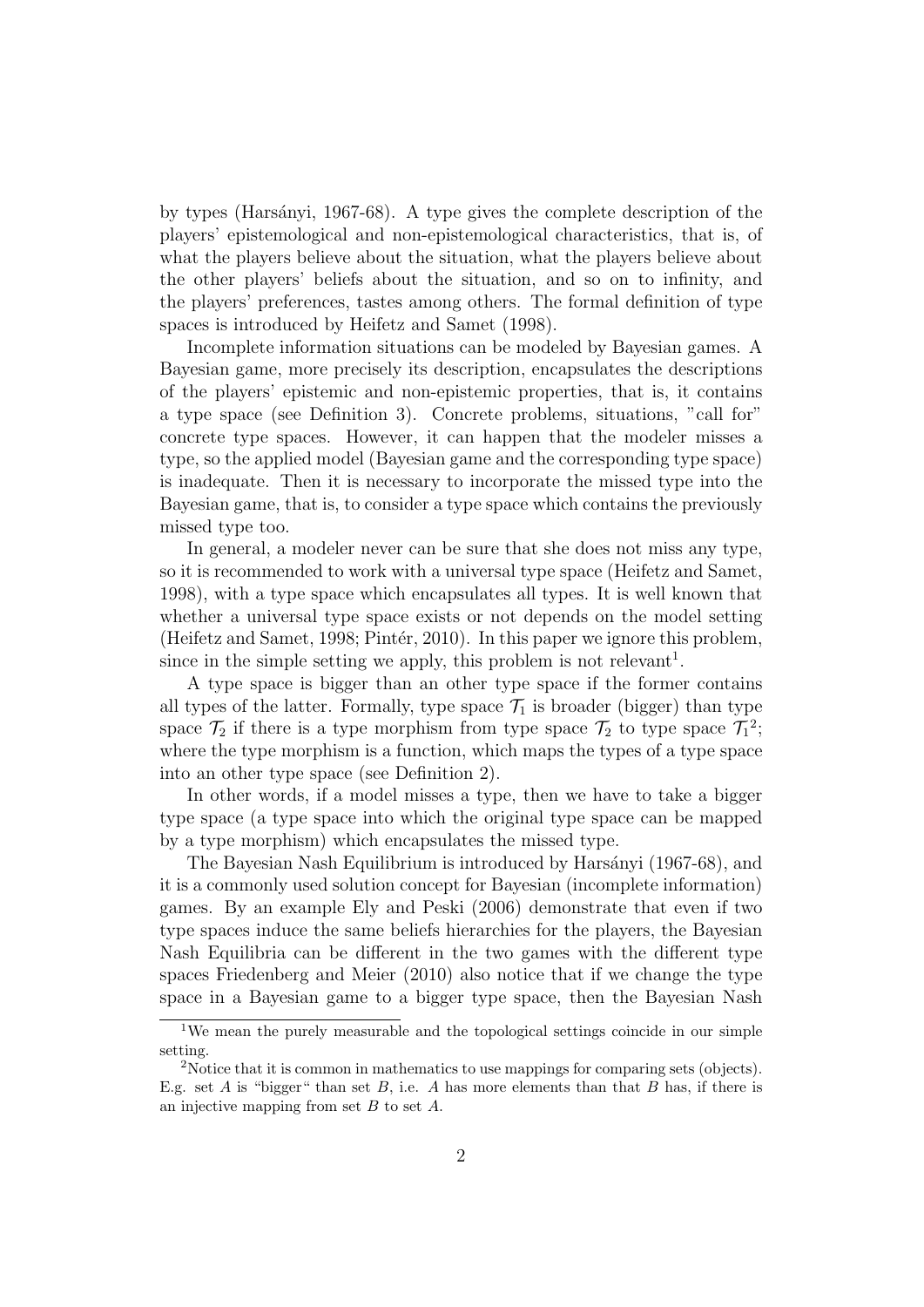by types (Harsányi, 1967-68). A type gives the complete description of the players' epistemological and non-epistemological characteristics, that is, of what the players believe about the situation, what the players believe about the other players' beliefs about the situation, and so on to infinity, and the players' preferences, tastes among others. The formal definition of type spaces is introduced by Heifetz and Samet (1998).

Incomplete information situations can be modeled by Bayesian games. A Bayesian game, more precisely its description, encapsulates the descriptions of the players' epistemic and non-epistemic properties, that is, it contains a type space (see Definition 3). Concrete problems, situations, "call for" concrete type spaces. However, it can happen that the modeler misses a type, so the applied model (Bayesian game and the corresponding type space) is inadequate. Then it is necessary to incorporate the missed type into the Bayesian game, that is, to consider a type space which contains the previously missed type too.

In general, a modeler never can be sure that she does not miss any type, so it is recommended to work with a universal type space (Heifetz and Samet, 1998), with a type space which encapsulates all types. It is well known that whether a universal type space exists or not depends on the model setting (Heifetz and Samet, 1998; Pintér, 2010). In this paper we ignore this problem, since in the simple setting we apply, this problem is not relevant[1].

A type space is bigger than an other type space if the former contains all types of the latter. Formally, type space $\mathcal{T}_1$ is broader (bigger) than type space $\mathcal{T}_2$ if there is a type morphism from type space $\mathcal{T}_2$ to type space $\mathcal{T}_1$[2]; where the type morphism is a function, which maps the types of a type space into an other type space (see Definition 2).

In other words, if a model misses a type, then we have to take a bigger type space (a type space into which the original type space can be mapped by a type morphism) which encapsulates the missed type.

The Bayesian Nash Equilibrium is introduced by Harsányi (1967-68), and it is a commonly used solution concept for Bayesian (incomplete information) games. By an example Ely and Peski (2006) demonstrate that even if two type spaces induce the same beliefs hierarchies for the players, the Bayesian Nash Equilibria can be different in the two games with the different type spaces Friedenberg and Meier (2010) also notice that if we change the type space in a Bayesian game to a bigger type space, then the Bayesian Nash

[1] We mean the purely measurable and the topological settings coincide in our simple setting.

[2] Notice that it is common in mathematics to use mappings for comparing sets (objects). E.g. set $A$ is "bigger" than set $B$, i.e. $A$ has more elements than that $B$ has, if there is an injective mapping from set $B$ to set $A$.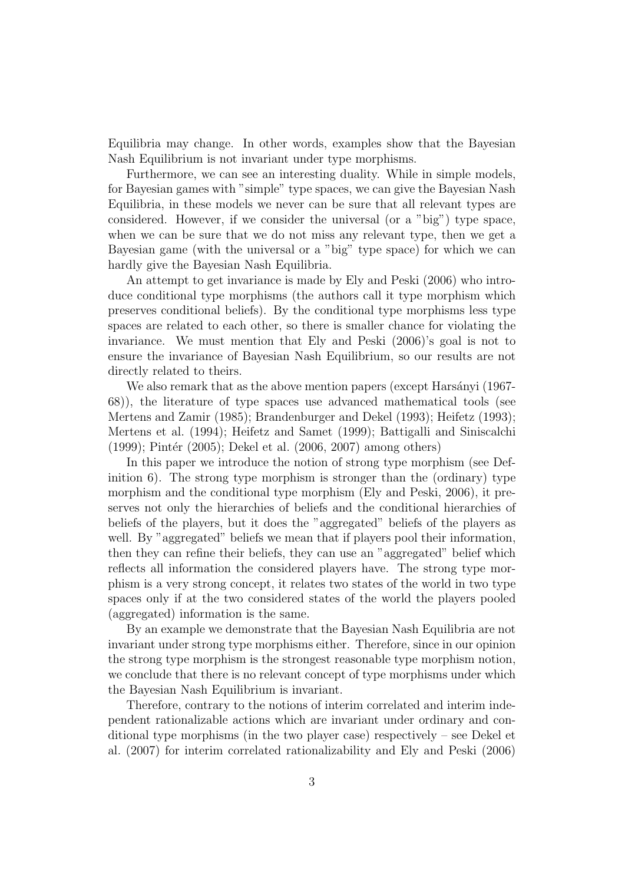Equilibria may change. In other words, examples show that the Bayesian Nash Equilibrium is not invariant under type morphisms.

Furthermore, we can see an interesting duality. While in simple models, for Bayesian games with "simple" type spaces, we can give the Bayesian Nash Equilibria, in these models we never can be sure that all relevant types are considered. However, if we consider the universal (or a "big") type space, when we can be sure that we do not miss any relevant type, then we get a Bayesian game (with the universal or a "big" type space) for which we can hardly give the Bayesian Nash Equilibria.

An attempt to get invariance is made by Ely and Peski (2006) who introduce conditional type morphisms (the authors call it type morphism which preserves conditional beliefs). By the conditional type morphisms less type spaces are related to each other, so there is smaller chance for violating the invariance. We must mention that Ely and Peski (2006)'s goal is not to ensure the invariance of Bayesian Nash Equilibrium, so our results are not directly related to theirs.

We also remark that as the above mention papers (except Harsányi (1967-68)), the literature of type spaces use advanced mathematical tools (see Mertens and Zamir (1985); Brandenburger and Dekel (1993); Heifetz (1993); Mertens et al. (1994); Heifetz and Samet (1999); Battigalli and Siniscalchi (1999); Pintér (2005); Dekel et al. (2006, 2007) among others)

In this paper we introduce the notion of strong type morphism (see Definition 6). The strong type morphism is stronger than the (ordinary) type morphism and the conditional type morphism (Ely and Peski, 2006), it preserves not only the hierarchies of beliefs and the conditional hierarchies of beliefs of the players, but it does the "aggregated" beliefs of the players as well. By "aggregated" beliefs we mean that if players pool their information, then they can refine their beliefs, they can use an "aggregated" belief which reflects all information the considered players have. The strong type morphism is a very strong concept, it relates two states of the world in two type spaces only if at the two considered states of the world the players pooled (aggregated) information is the same.

By an example we demonstrate that the Bayesian Nash Equilibria are not invariant under strong type morphisms either. Therefore, since in our opinion the strong type morphism is the strongest reasonable type morphism notion, we conclude that there is no relevant concept of type morphisms under which the Bayesian Nash Equilibrium is invariant.

Therefore, contrary to the notions of interim correlated and interim independent rationalizable actions which are invariant under ordinary and conditional type morphisms (in the two player case) respectively – see Dekel et al. (2007) for interim correlated rationalizability and Ely and Peski (2006)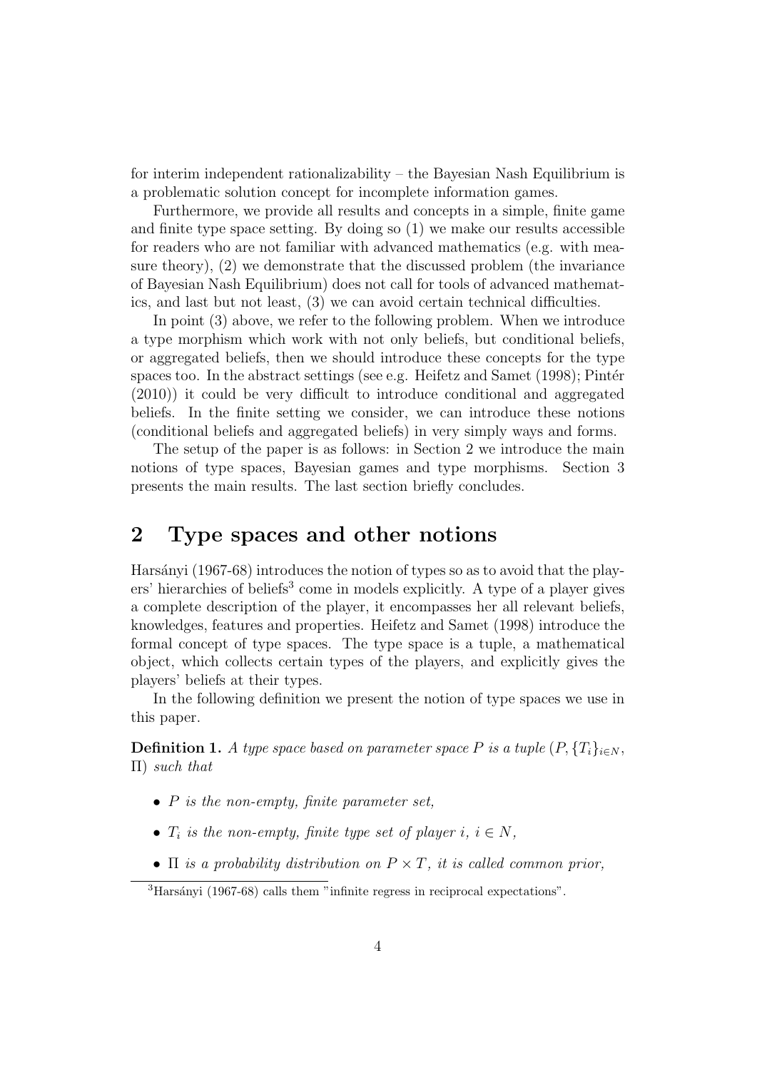for interim independent rationalizability – the Bayesian Nash Equilibrium is a problematic solution concept for incomplete information games.

Furthermore, we provide all results and concepts in a simple, finite game and finite type space setting. By doing so (1) we make our results accessible for readers who are not familiar with advanced mathematics (e.g. with measure theory), (2) we demonstrate that the discussed problem (the invariance of Bayesian Nash Equilibrium) does not call for tools of advanced mathematics, and last but not least, (3) we can avoid certain technical difficulties.

In point (3) above, we refer to the following problem. When we introduce a type morphism which work with not only beliefs, but conditional beliefs, or aggregated beliefs, then we should introduce these concepts for the type spaces too. In the abstract settings (see e.g. Heifetz and Samet (1998); Pintér (2010)) it could be very difficult to introduce conditional and aggregated beliefs. In the finite setting we consider, we can introduce these notions (conditional beliefs and aggregated beliefs) in very simply ways and forms.

The setup of the paper is as follows: in Section 2 we introduce the main notions of type spaces, Bayesian games and type morphisms. Section 3 presents the main results. The last section briefly concludes.

## 2 Type spaces and other notions

Harsányi (1967-68) introduces the notion of types so as to avoid that the players' hierarchies of beliefs[3] come in models explicitly. A type of a player gives a complete description of the player, it encompasses her all relevant beliefs, knowledges, features and properties. Heifetz and Samet (1998) introduce the formal concept of type spaces. The type space is a tuple, a mathematical object, which collects certain types of the players, and explicitly gives the players' beliefs at their types.

In the following definition we present the notion of type spaces we use in this paper.

**Definition 1.** *A type space based on parameter space $P$ is a tuple $(P, \{T_i\}_{i \in N}, \Pi)$ such that*

- *$P$ is the non-empty, finite parameter set,*
- *$T_i$ is the non-empty, finite type set of player $i$, $i \in N$,*
- *$\Pi$ is a probability distribution on $P \times T$, it is called common prior,*

[3] Harsányi (1967-68) calls them "infinite regress in reciprocal expectations".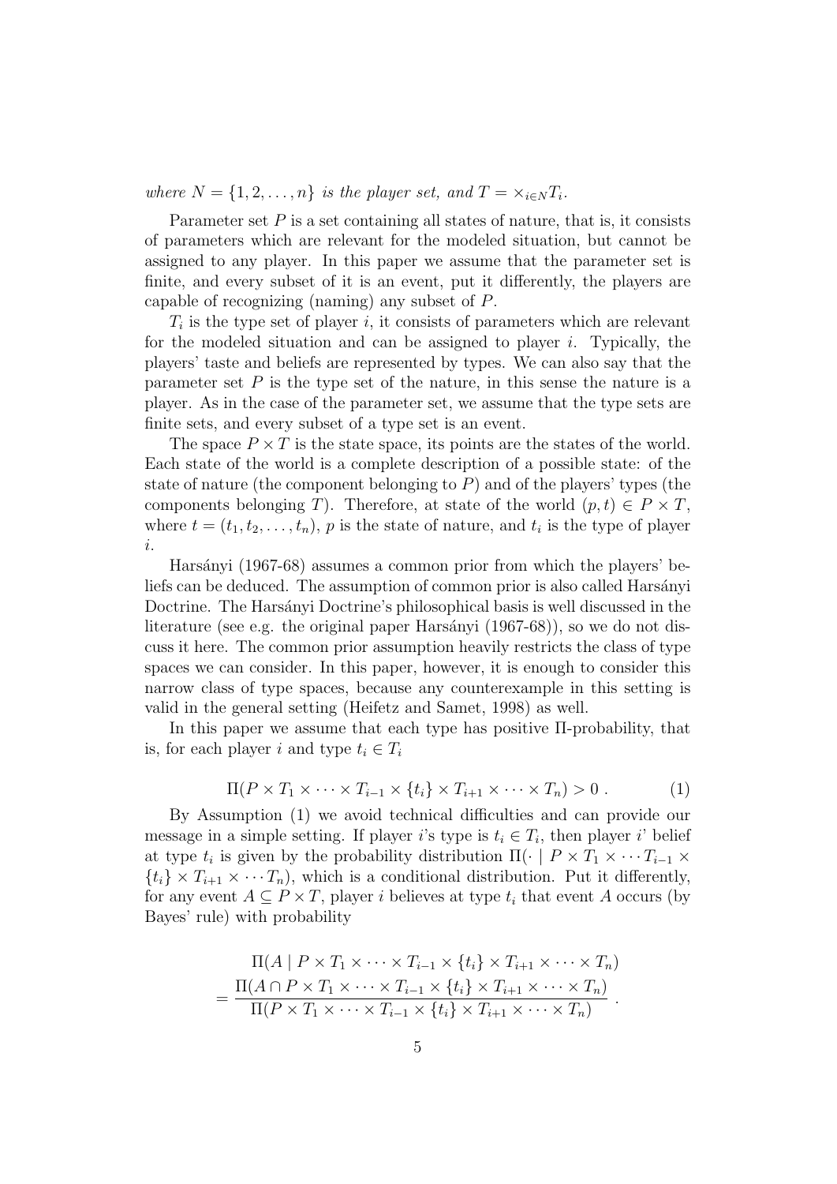*where $N = \{1, 2, \ldots, n\}$ is the player set, and $T = \times_{i \in N} T_i$.*

Parameter set $P$ is a set containing all states of nature, that is, it consists of parameters which are relevant for the modeled situation, but cannot be assigned to any player. In this paper we assume that the parameter set is finite, and every subset of it is an event, put it differently, the players are capable of recognizing (naming) any subset of $P$.

$T_i$ is the type set of player $i$, it consists of parameters which are relevant for the modeled situation and can be assigned to player $i$. Typically, the players' taste and beliefs are represented by types. We can also say that the parameter set $P$ is the type set of the nature, in this sense the nature is a player. As in the case of the parameter set, we assume that the type sets are finite sets, and every subset of a type set is an event.

The space $P \times T$ is the state space, its points are the states of the world. Each state of the world is a complete description of a possible state: of the state of nature (the component belonging to $P$) and of the players' types (the components belonging $T$). Therefore, at state of the world $(p, t) \in P \times T$, where $t = (t_1, t_2, \ldots, t_n)$, $p$ is the state of nature, and $t_i$ is the type of player $i$.

Harsányi (1967-68) assumes a common prior from which the players' beliefs can be deduced. The assumption of common prior is also called Harsányi Doctrine. The Harsányi Doctrine's philosophical basis is well discussed in the literature (see e.g. the original paper Harsányi (1967-68)), so we do not discuss it here. The common prior assumption heavily restricts the class of type spaces we can consider. In this paper, however, it is enough to consider this narrow class of type spaces, because any counterexample in this setting is valid in the general setting (Heifetz and Samet, 1998) as well.

In this paper we assume that each type has positive $\Pi$-probability, that is, for each player $i$ and type $t_i \in T_i$

$$\Pi(P \times T_1 \times \cdots \times T_{i-1} \times \{t_i\} \times T_{i+1} \times \cdots \times T_n) > 0 \; . \tag{1}$$

By Assumption (1) we avoid technical difficulties and can provide our message in a simple setting. If player $i$'s type is $t_i \in T_i$, then player $i$' belief at type $t_i$ is given by the probability distribution $\Pi(\cdot \mid P \times T_1 \times \cdots T_{i-1} \times \{t_i\} \times T_{i+1} \times \cdots T_n)$, which is a conditional distribution. Put it differently, for any event $A \subseteq P \times T$, player $i$ believes at type $t_i$ that event $A$ occurs (by Bayes' rule) with probability

$$\begin{aligned} &\Pi(A \mid P \times T_1 \times \cdots \times T_{i-1} \times \{t_i\} \times T_{i+1} \times \cdots \times T_n) \\ = &\frac{\Pi(A \cap P \times T_1 \times \cdots \times T_{i-1} \times \{t_i\} \times T_{i+1} \times \cdots \times T_n)}{\Pi(P \times T_1 \times \cdots \times T_{i-1} \times \{t_i\} \times T_{i+1} \times \cdots \times T_n)} \; . \end{aligned}$$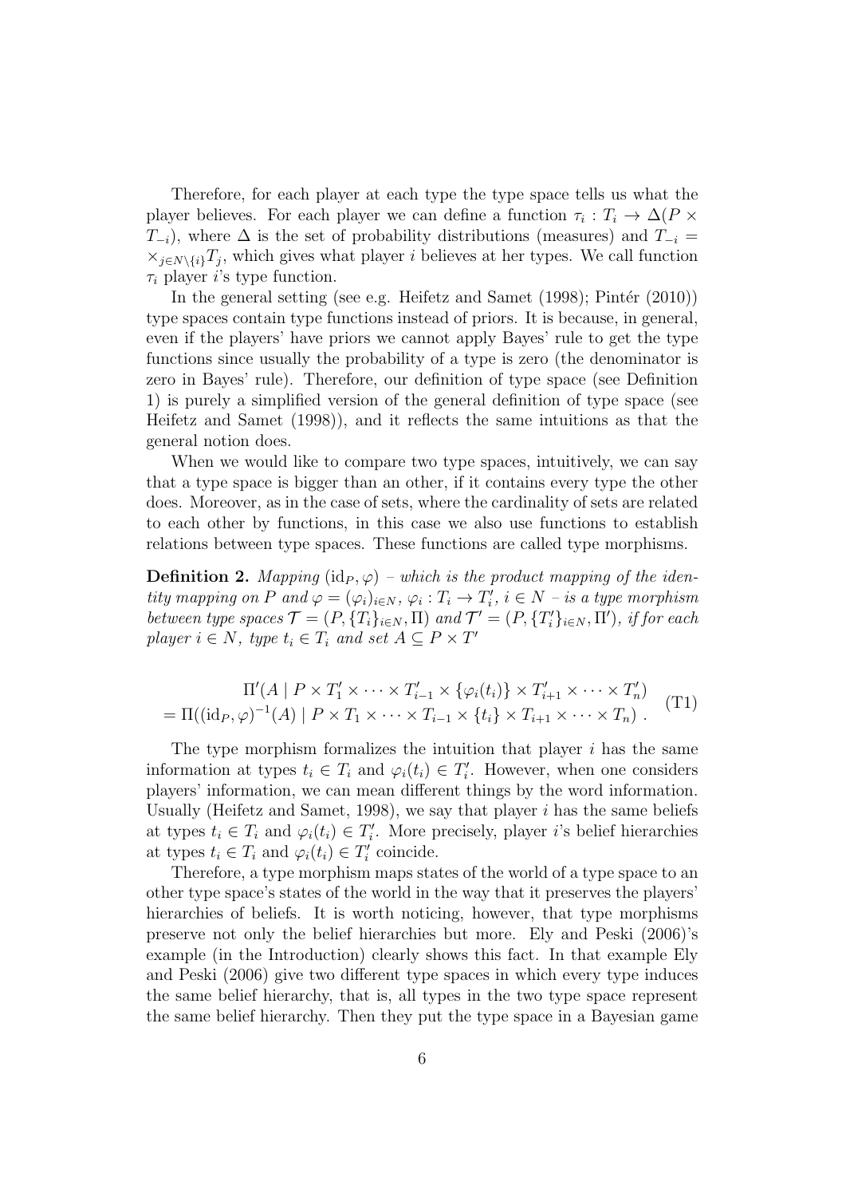Therefore, for each player at each type the type space tells us what the player believes. For each player we can define a function $\tau_i : T_i \to \Delta(P \times T_{-i})$, where $\Delta$ is the set of probability distributions (measures) and $T_{-i} = \times_{j \in N \setminus \{i\}} T_j$, which gives what player $i$ believes at her types. We call function $\tau_i$ player $i$'s type function.

In the general setting (see e.g. Heifetz and Samet (1998); Pintér (2010)) type spaces contain type functions instead of priors. It is because, in general, even if the players' have priors we cannot apply Bayes' rule to get the type functions since usually the probability of a type is zero (the denominator is zero in Bayes' rule). Therefore, our definition of type space (see Definition 1) is purely a simplified version of the general definition of type space (see Heifetz and Samet (1998)), and it reflects the same intuitions as that the general notion does.

When we would like to compare two type spaces, intuitively, we can say that a type space is bigger than an other, if it contains every type the other does. Moreover, as in the case of sets, where the cardinality of sets are related to each other by functions, in this case we also use functions to establish relations between type spaces. These functions are called type morphisms.

**Definition 2.** *Mapping* $(\mathrm{id}_P, \varphi)$ *– which is the product mapping of the identity mapping on* $P$ *and* $\varphi = (\varphi_i)_{i \in N}$, $\varphi_i : T_i \to T'_i$, $i \in N$ *– is a type morphism between type spaces* $\mathcal{T} = (P, \{T_i\}_{i \in N}, \Pi)$ *and* $\mathcal{T}' = (P, \{T'_i\}_{i \in N}, \Pi')$, *if for each player* $i \in N$, *type* $t_i \in T_i$ *and set* $A \subseteq P \times T'$

$$
\begin{aligned}
&\Pi'(A \mid P \times T'_1 \times \cdots \times T'_{i-1} \times \{\varphi_i(t_i)\} \times T'_{i+1} \times \cdots \times T'_n) \\
&= \Pi((\mathrm{id}_P, \varphi)^{-1}(A) \mid P \times T_1 \times \cdots \times T_{i-1} \times \{t_i\} \times T_{i+1} \times \cdots \times T_n) \ .
\end{aligned}
\tag{T1}
$$

The type morphism formalizes the intuition that player $i$ has the same information at types $t_i \in T_i$ and $\varphi_i(t_i) \in T'_i$. However, when one considers players' information, we can mean different things by the word information. Usually (Heifetz and Samet, 1998), we say that player $i$ has the same beliefs at types $t_i \in T_i$ and $\varphi_i(t_i) \in T'_i$. More precisely, player $i$'s belief hierarchies at types $t_i \in T_i$ and $\varphi_i(t_i) \in T'_i$ coincide.

Therefore, a type morphism maps states of the world of a type space to an other type space's states of the world in the way that it preserves the players' hierarchies of beliefs. It is worth noticing, however, that type morphisms preserve not only the belief hierarchies but more. Ely and Peski (2006)'s example (in the Introduction) clearly shows this fact. In that example Ely and Peski (2006) give two different type spaces in which every type induces the same belief hierarchy, that is, all types in the two type space represent the same belief hierarchy. Then they put the type space in a Bayesian game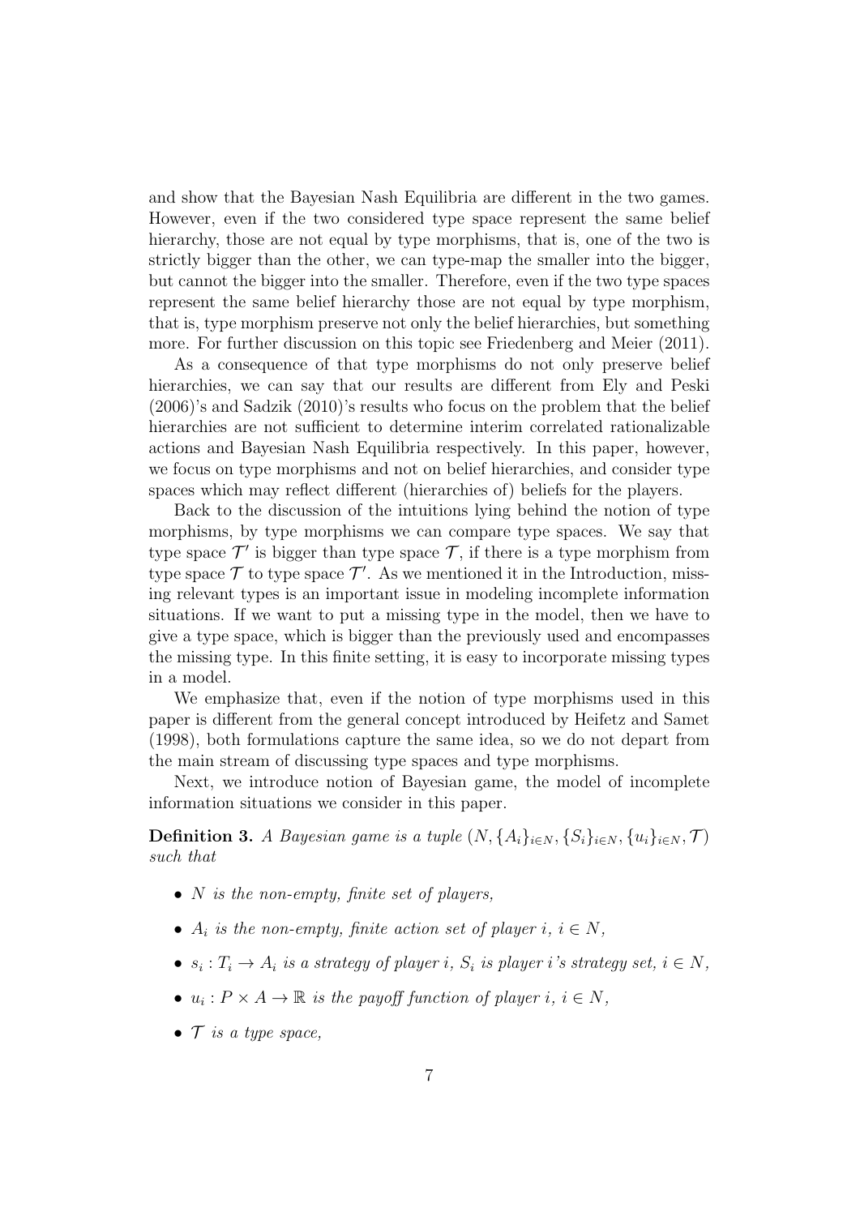and show that the Bayesian Nash Equilibria are different in the two games. However, even if the two considered type space represent the same belief hierarchy, those are not equal by type morphisms, that is, one of the two is strictly bigger than the other, we can type-map the smaller into the bigger, but cannot the bigger into the smaller. Therefore, even if the two type spaces represent the same belief hierarchy those are not equal by type morphism, that is, type morphism preserve not only the belief hierarchies, but something more. For further discussion on this topic see Friedenberg and Meier (2011).

As a consequence of that type morphisms do not only preserve belief hierarchies, we can say that our results are different from Ely and Peski (2006)'s and Sadzik (2010)'s results who focus on the problem that the belief hierarchies are not sufficient to determine interim correlated rationalizable actions and Bayesian Nash Equilibria respectively. In this paper, however, we focus on type morphisms and not on belief hierarchies, and consider type spaces which may reflect different (hierarchies of) beliefs for the players.

Back to the discussion of the intuitions lying behind the notion of type morphisms, by type morphisms we can compare type spaces. We say that type space $\mathcal{T}'$ is bigger than type space $\mathcal{T}$, if there is a type morphism from type space $\mathcal{T}$ to type space $\mathcal{T}'$. As we mentioned it in the Introduction, missing relevant types is an important issue in modeling incomplete information situations. If we want to put a missing type in the model, then we have to give a type space, which is bigger than the previously used and encompasses the missing type. In this finite setting, it is easy to incorporate missing types in a model.

We emphasize that, even if the notion of type morphisms used in this paper is different from the general concept introduced by Heifetz and Samet (1998), both formulations capture the same idea, so we do not depart from the main stream of discussing type spaces and type morphisms.

Next, we introduce notion of Bayesian game, the model of incomplete information situations we consider in this paper.

**Definition 3.** *A Bayesian game is a tuple* $(N, \{A_i\}_{i\in N}, \{S_i\}_{i\in N}, \{u_i\}_{i\in N}, \mathcal{T})$ *such that*

- $N$ *is the non-empty, finite set of players,*
- $A_i$ *is the non-empty, finite action set of player* $i$, $i \in N$,
- $s_i : T_i \to A_i$ *is a strategy of player* $i$, $S_i$ *is player* $i$*'s strategy set,* $i \in N$,
- $u_i : P \times A \to \mathbb{R}$ *is the payoff function of player* $i$, $i \in N$,
- $\mathcal{T}$ *is a type space,*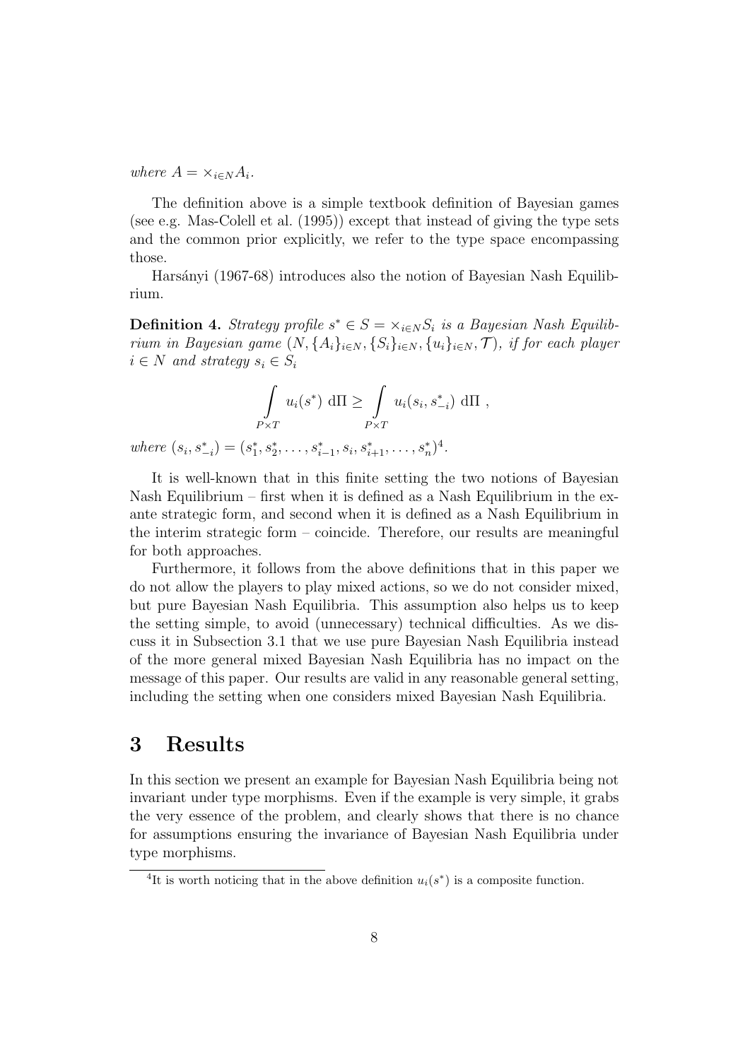*where* $A = \times_{i \in N} A_i$.

The definition above is a simple textbook definition of Bayesian games (see e.g. Mas-Colell et al. (1995)) except that instead of giving the type sets and the common prior explicitly, we refer to the type space encompassing those.

Harsányi (1967-68) introduces also the notion of Bayesian Nash Equilibrium.

**Definition 4.** *Strategy profile* $s^* \in S = \times_{i \in N} S_i$ *is a Bayesian Nash Equilibrium in Bayesian game* $(N, \{A_i\}_{i \in N}, \{S_i\}_{i \in N}, \{u_i\}_{i \in N}, \mathcal{T})$*, if for each player* $i \in N$ *and strategy* $s_i \in S_i$

$$\int\limits_{P \times T} u_i(s^*) \; \mathrm{d}\Pi \geq \int\limits_{P \times T} u_i(s_i, s^*_{-i}) \; \mathrm{d}\Pi \ ,$$

*where* $(s_i, s^*_{-i}) = (s^*_1, s^*_2, \ldots, s^*_{i-1}, s_i, s^*_{i+1}, \ldots, s^*_n)$[4].

It is well-known that in this finite setting the two notions of Bayesian Nash Equilibrium – first when it is defined as a Nash Equilibrium in the ex-ante strategic form, and second when it is defined as a Nash Equilibrium in the interim strategic form – coincide. Therefore, our results are meaningful for both approaches.

Furthermore, it follows from the above definitions that in this paper we do not allow the players to play mixed actions, so we do not consider mixed, but pure Bayesian Nash Equilibria. This assumption also helps us to keep the setting simple, to avoid (unnecessary) technical difficulties. As we discuss it in Subsection 3.1 that we use pure Bayesian Nash Equilibria instead of the more general mixed Bayesian Nash Equilibria has no impact on the message of this paper. Our results are valid in any reasonable general setting, including the setting when one considers mixed Bayesian Nash Equilibria.

# 3 Results

In this section we present an example for Bayesian Nash Equilibria being not invariant under type morphisms. Even if the example is very simple, it grabs the very essence of the problem, and clearly shows that there is no chance for assumptions ensuring the invariance of Bayesian Nash Equilibria under type morphisms.

[4] It is worth noticing that in the above definition $u_i(s^*)$ is a composite function.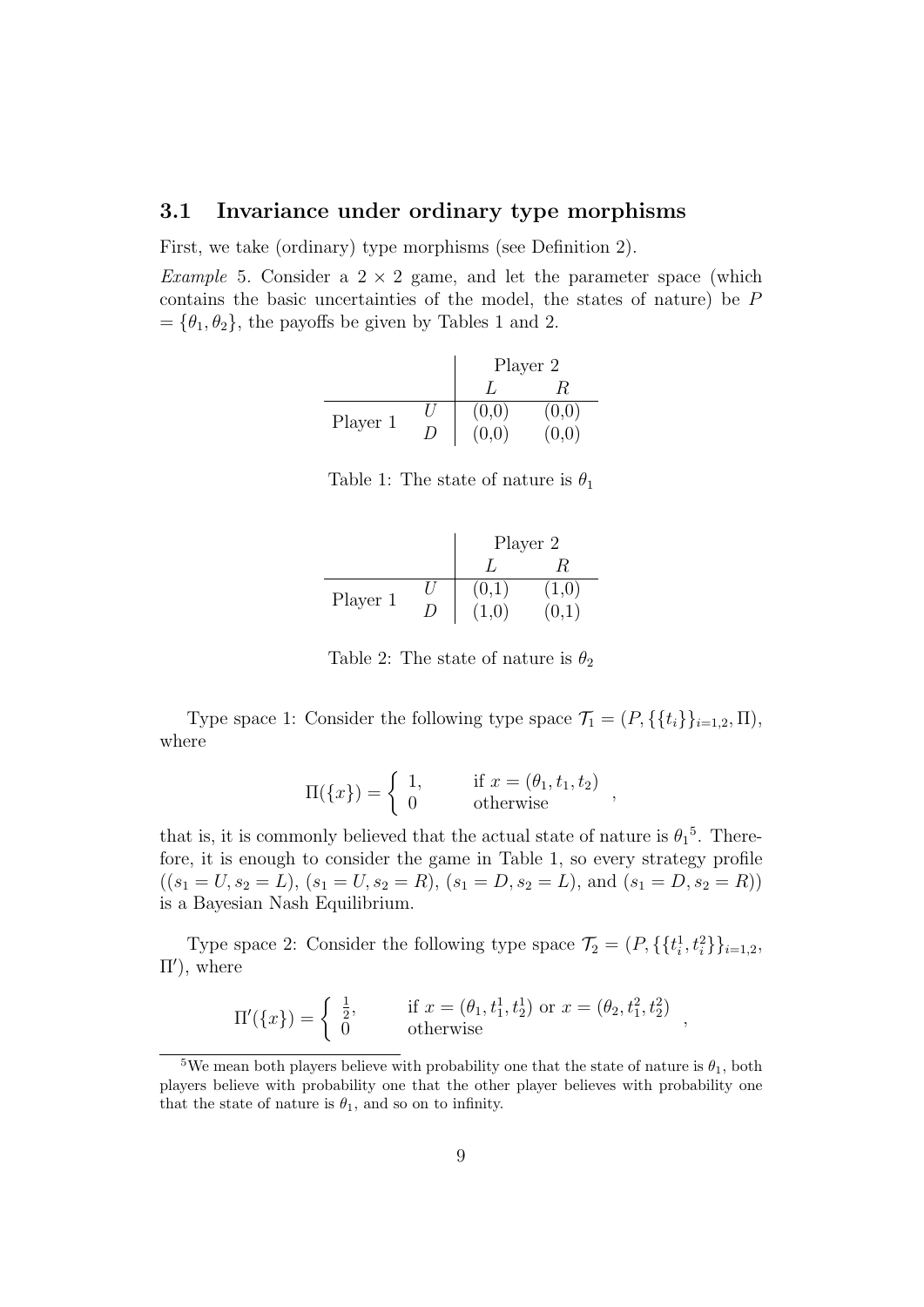### 3.1 Invariance under ordinary type morphisms

First, we take (ordinary) type morphisms (see Definition 2).

*Example* 5. Consider a $2 \times 2$ game, and let the parameter space (which contains the basic uncertainties of the model, the states of nature) be $P = \{\theta_1, \theta_2\}$, the payoffs be given by Tables 1 and 2.

| | | Player 2 | |
|---|---|---|---|
| | | $L$ | $R$ |
| Player 1 | $U$ | (0,0) | (0,0) |
| | $D$ | (0,0) | (0,0) |

Table 1: The state of nature is $\theta_1$

| | | Player 2 | |
|---|---|---|---|
| | | $L$ | $R$ |
| Player 1 | $U$ | (0,1) | (1,0) |
| | $D$ | (1,0) | (0,1) |

Table 2: The state of nature is $\theta_2$

Type space 1: Consider the following type space $\mathcal{T}_1 = (P, \{\{t_i\}\}_{i=1,2}, \Pi)$, where

$$\Pi(\{x\}) = \begin{cases} 1, & \text{if } x = (\theta_1, t_1, t_2) \\ 0 & \text{otherwise} \end{cases},$$

that is, it is commonly believed that the actual state of nature is $\theta_1$[5]. Therefore, it is enough to consider the game in Table 1, so every strategy profile $((s_1 = U, s_2 = L), (s_1 = U, s_2 = R), (s_1 = D, s_2 = L)$, and $(s_1 = D, s_2 = R))$ is a Bayesian Nash Equilibrium.

Type space 2: Consider the following type space $\mathcal{T}_2 = (P, \{\{t_i^1, t_i^2\}\}_{i=1,2}, \Pi')$, where

$$\Pi'(\{x\}) = \begin{cases} \frac{1}{2}, & \text{if } x = (\theta_1, t_1^1, t_2^1) \text{ or } x = (\theta_2, t_1^2, t_2^2) \\ 0 & \text{otherwise} \end{cases},$$

[5] We mean both players believe with probability one that the state of nature is $\theta_1$, both players believe with probability one that the other player believes with probability one that the state of nature is $\theta_1$, and so on to infinity.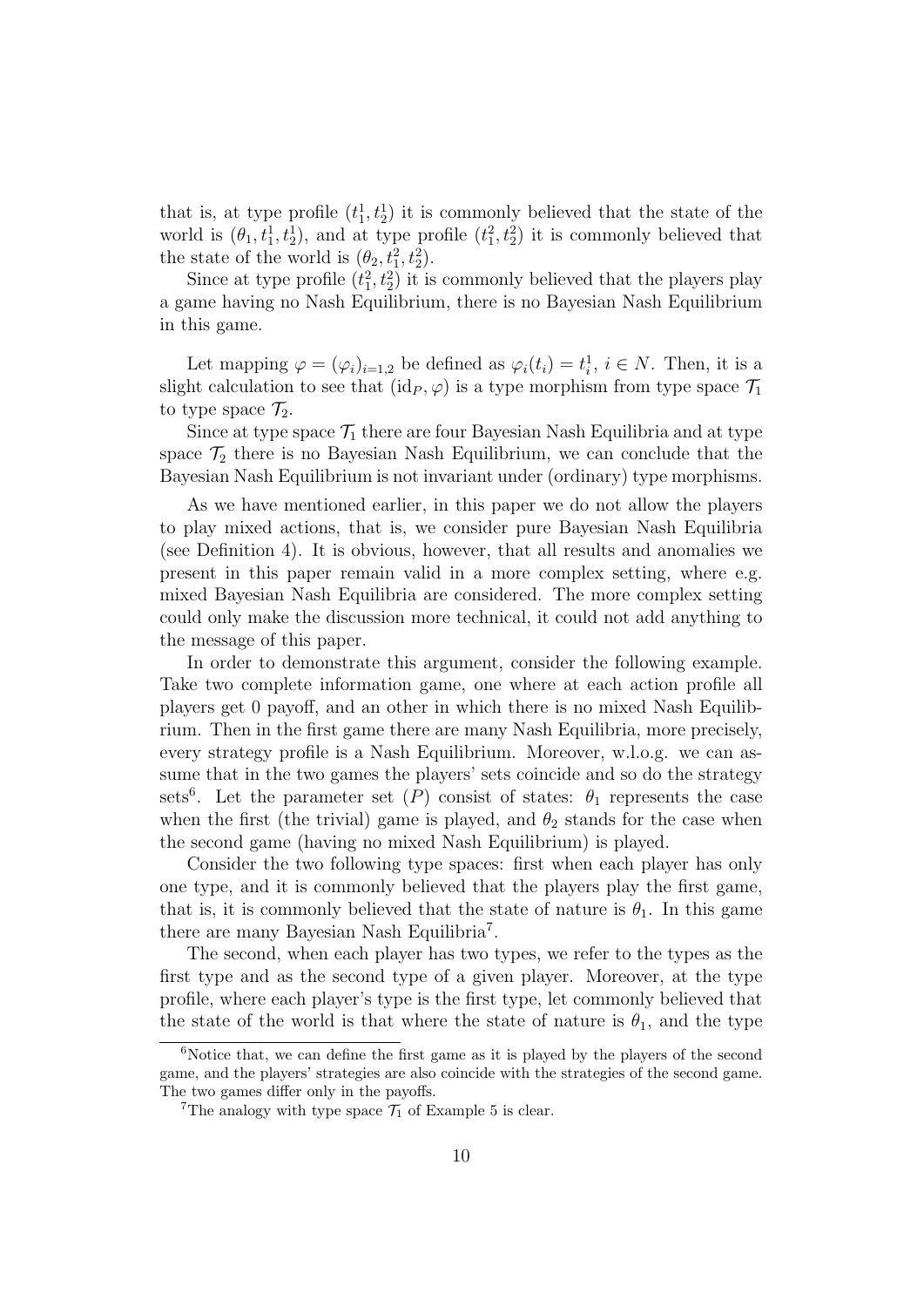that is, at type profile $(t_1^1, t_2^1)$ it is commonly believed that the state of the world is $(\theta_1, t_1^1, t_2^1)$, and at type profile $(t_1^2, t_2^2)$ it is commonly believed that the state of the world is $(\theta_2, t_1^2, t_2^2)$.

Since at type profile $(t_1^2, t_2^2)$ it is commonly believed that the players play a game having no Nash Equilibrium, there is no Bayesian Nash Equilibrium in this game.

Let mapping $\varphi = (\varphi_i)_{i=1,2}$ be defined as $\varphi_i(t_i) = t_i^1$, $i \in N$. Then, it is a slight calculation to see that $(\mathrm{id}_P, \varphi)$ is a type morphism from type space $\mathcal{T}_1$ to type space $\mathcal{T}_2$.

Since at type space $\mathcal{T}_1$ there are four Bayesian Nash Equilibria and at type space $\mathcal{T}_2$ there is no Bayesian Nash Equilibrium, we can conclude that the Bayesian Nash Equilibrium is not invariant under (ordinary) type morphisms.

As we have mentioned earlier, in this paper we do not allow the players to play mixed actions, that is, we consider pure Bayesian Nash Equilibria (see Definition 4). It is obvious, however, that all results and anomalies we present in this paper remain valid in a more complex setting, where e.g. mixed Bayesian Nash Equilibria are considered. The more complex setting could only make the discussion more technical, it could not add anything to the message of this paper.

In order to demonstrate this argument, consider the following example. Take two complete information game, one where at each action profile all players get 0 payoff, and an other in which there is no mixed Nash Equilibrium. Then in the first game there are many Nash Equilibria, more precisely, every strategy profile is a Nash Equilibrium. Moreover, w.l.o.g. we can assume that in the two games the players' sets coincide and so do the strategy sets[6]. Let the parameter set $(P)$ consist of states: $\theta_1$ represents the case when the first (the trivial) game is played, and $\theta_2$ stands for the case when the second game (having no mixed Nash Equilibrium) is played.

Consider the two following type spaces: first when each player has only one type, and it is commonly believed that the players play the first game, that is, it is commonly believed that the state of nature is $\theta_1$. In this game there are many Bayesian Nash Equilibria[7].

The second, when each player has two types, we refer to the types as the first type and as the second type of a given player. Moreover, at the type profile, where each player's type is the first type, let commonly believed that the state of the world is that where the state of nature is $\theta_1$, and the type

[6] Notice that, we can define the first game as it is played by the players of the second game, and the players' strategies are also coincide with the strategies of the second game. The two games differ only in the payoffs.

[7] The analogy with type space $\mathcal{T}_1$ of Example 5 is clear.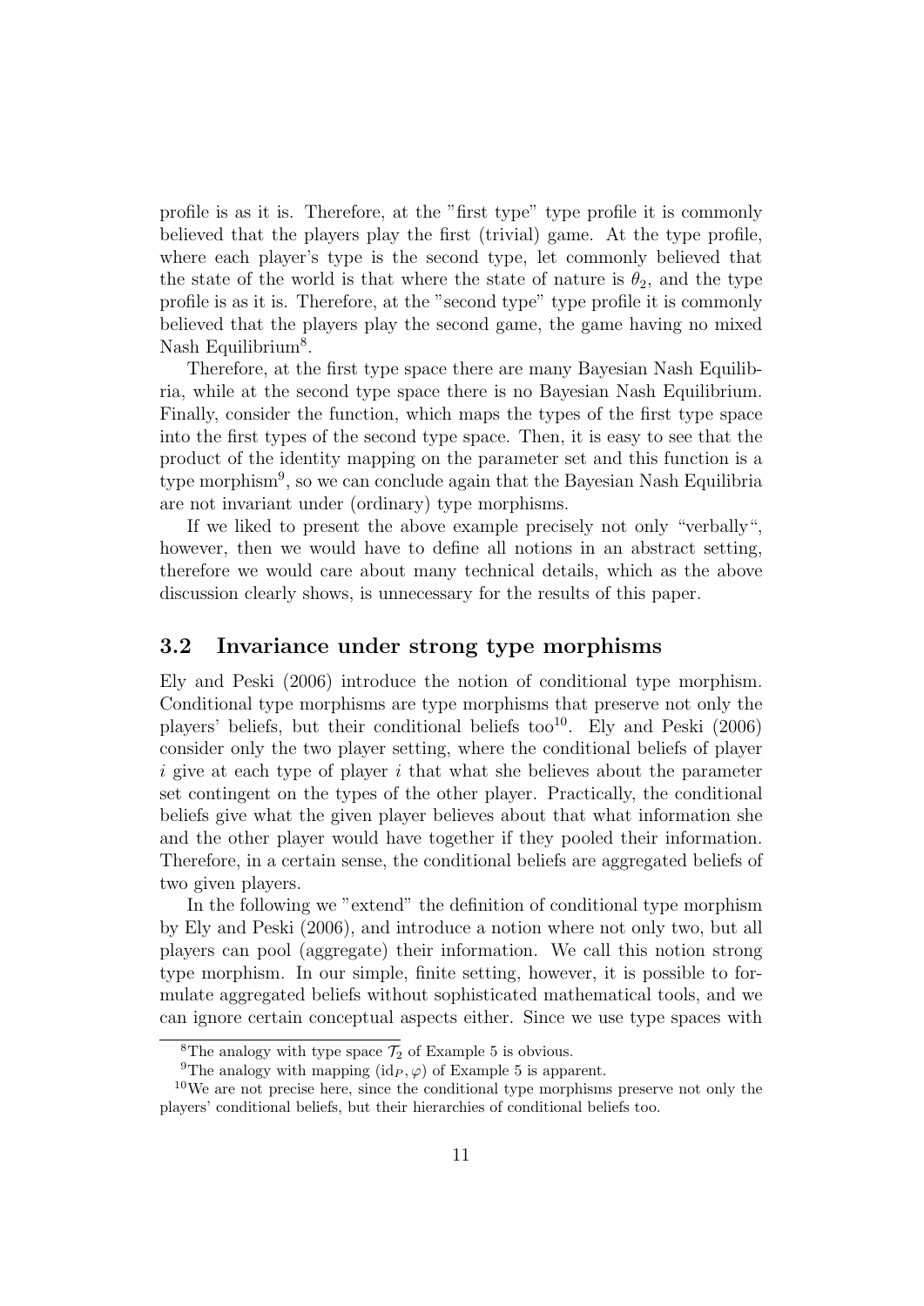profile is as it is. Therefore, at the "first type" type profile it is commonly believed that the players play the first (trivial) game. At the type profile, where each player's type is the second type, let commonly believed that the state of the world is that where the state of nature is $\theta_2$, and the type profile is as it is. Therefore, at the "second type" type profile it is commonly believed that the players play the second game, the game having no mixed Nash Equilibrium[8].

Therefore, at the first type space there are many Bayesian Nash Equilibria, while at the second type space there is no Bayesian Nash Equilibrium. Finally, consider the function, which maps the types of the first type space into the first types of the second type space. Then, it is easy to see that the product of the identity mapping on the parameter set and this function is a type morphism[9], so we can conclude again that the Bayesian Nash Equilibria are not invariant under (ordinary) type morphisms.

If we liked to present the above example precisely not only "verbally", however, then we would have to define all notions in an abstract setting, therefore we would care about many technical details, which as the above discussion clearly shows, is unnecessary for the results of this paper.

### 3.2 Invariance under strong type morphisms

Ely and Peski (2006) introduce the notion of conditional type morphism. Conditional type morphisms are type morphisms that preserve not only the players' beliefs, but their conditional beliefs too[10]. Ely and Peski (2006) consider only the two player setting, where the conditional beliefs of player $i$ give at each type of player $i$ that what she believes about the parameter set contingent on the types of the other player. Practically, the conditional beliefs give what the given player believes about that what information she and the other player would have together if they pooled their information. Therefore, in a certain sense, the conditional beliefs are aggregated beliefs of two given players.

In the following we "extend" the definition of conditional type morphism by Ely and Peski (2006), and introduce a notion where not only two, but all players can pool (aggregate) their information. We call this notion strong type morphism. In our simple, finite setting, however, it is possible to formulate aggregated beliefs without sophisticated mathematical tools, and we can ignore certain conceptual aspects either. Since we use type spaces with

[8] The analogy with type space $\mathcal{T}_2$ of Example 5 is obvious.

[9] The analogy with mapping $(\mathrm{id}_P, \varphi)$ of Example 5 is apparent.

[10] We are not precise here, since the conditional type morphisms preserve not only the players' conditional beliefs, but their hierarchies of conditional beliefs too.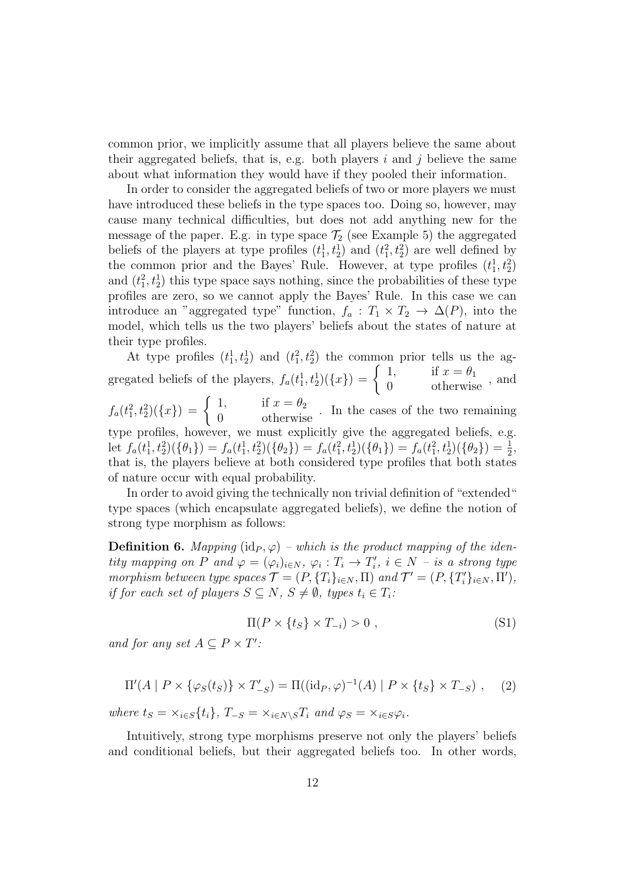common prior, we implicitly assume that all players believe the same about their aggregated beliefs, that is, e.g. both players $i$ and $j$ believe the same about what information they would have if they pooled their information.

In order to consider the aggregated beliefs of two or more players we must have introduced these beliefs in the type spaces too. Doing so, however, may cause many technical difficulties, but does not add anything new for the message of the paper. E.g. in type space $\mathcal{T}_2$ (see Example 5) the aggregated beliefs of the players at type profiles $(t_1^1, t_2^1)$ and $(t_1^2, t_2^2)$ are well defined by the common prior and the Bayes' Rule. However, at type profiles $(t_1^1, t_2^2)$ and $(t_1^2, t_2^1)$ this type space says nothing, since the probabilities of these type profiles are zero, so we cannot apply the Bayes' Rule. In this case we can introduce an "aggregated type" function, $f_a : T_1 \times T_2 \to \Delta(P)$, into the model, which tells us the two players' beliefs about the states of nature at their type profiles.

At type profiles $(t_1^1, t_2^1)$ and $(t_1^2, t_2^2)$ the common prior tells us the aggregated beliefs of the players, $f_a(t_1^1, t_2^1)(\{x\}) = \begin{cases} 1, & \text{if } x = \theta_1 \\ 0 & \text{otherwise} \end{cases}$, and $f_a(t_1^2, t_2^2)(\{x\}) = \begin{cases} 1, & \text{if } x = \theta_2 \\ 0 & \text{otherwise} \end{cases}$. In the cases of the two remaining type profiles, however, we must explicitly give the aggregated beliefs, e.g. let $f_a(t_1^1, t_2^2)(\{\theta_1\}) = f_a(t_1^1, t_2^2)(\{\theta_2\}) = f_a(t_1^2, t_2^1)(\{\theta_1\}) = f_a(t_1^2, t_2^1)(\{\theta_2\}) = \frac{1}{2}$, that is, the players believe at both considered type profiles that both states of nature occur with equal probability.

In order to avoid giving the technically non trivial definition of "extended" type spaces (which encapsulate aggregated beliefs), we define the notion of strong type morphism as follows:

**Definition 6.** *Mapping* $(\mathrm{id}_P, \varphi)$ *– which is the product mapping of the identity mapping on* $P$ *and* $\varphi = (\varphi_i)_{i \in N}$, $\varphi_i : T_i \to T_i'$, $i \in N$ *– is a strong type morphism between type spaces* $\mathcal{T} = (P, \{T_i\}_{i \in N}, \Pi)$ *and* $\mathcal{T}' = (P, \{T_i'\}_{i \in N}, \Pi')$, *if for each set of players* $S \subseteq N$, $S \neq \emptyset$, *types* $t_i \in T_i$:

$$\Pi(P \times \{t_S\} \times T_{-i}) > 0 \ , \tag{S1}$$

*and for any set* $A \subseteq P \times T'$:

$$\Pi'(A \mid P \times \{\varphi_S(t_S)\} \times T'_{-S}) = \Pi((\mathrm{id}_P, \varphi)^{-1}(A) \mid P \times \{t_S\} \times T_{-S}) \ , \tag{2}$$

*where* $t_S = \times_{i \in S}\{t_i\}$, $T_{-S} = \times_{i \in N \setminus S} T_i$ *and* $\varphi_S = \times_{i \in S} \varphi_i$.

Intuitively, strong type morphisms preserve not only the players' beliefs and conditional beliefs, but their aggregated beliefs too. In other words,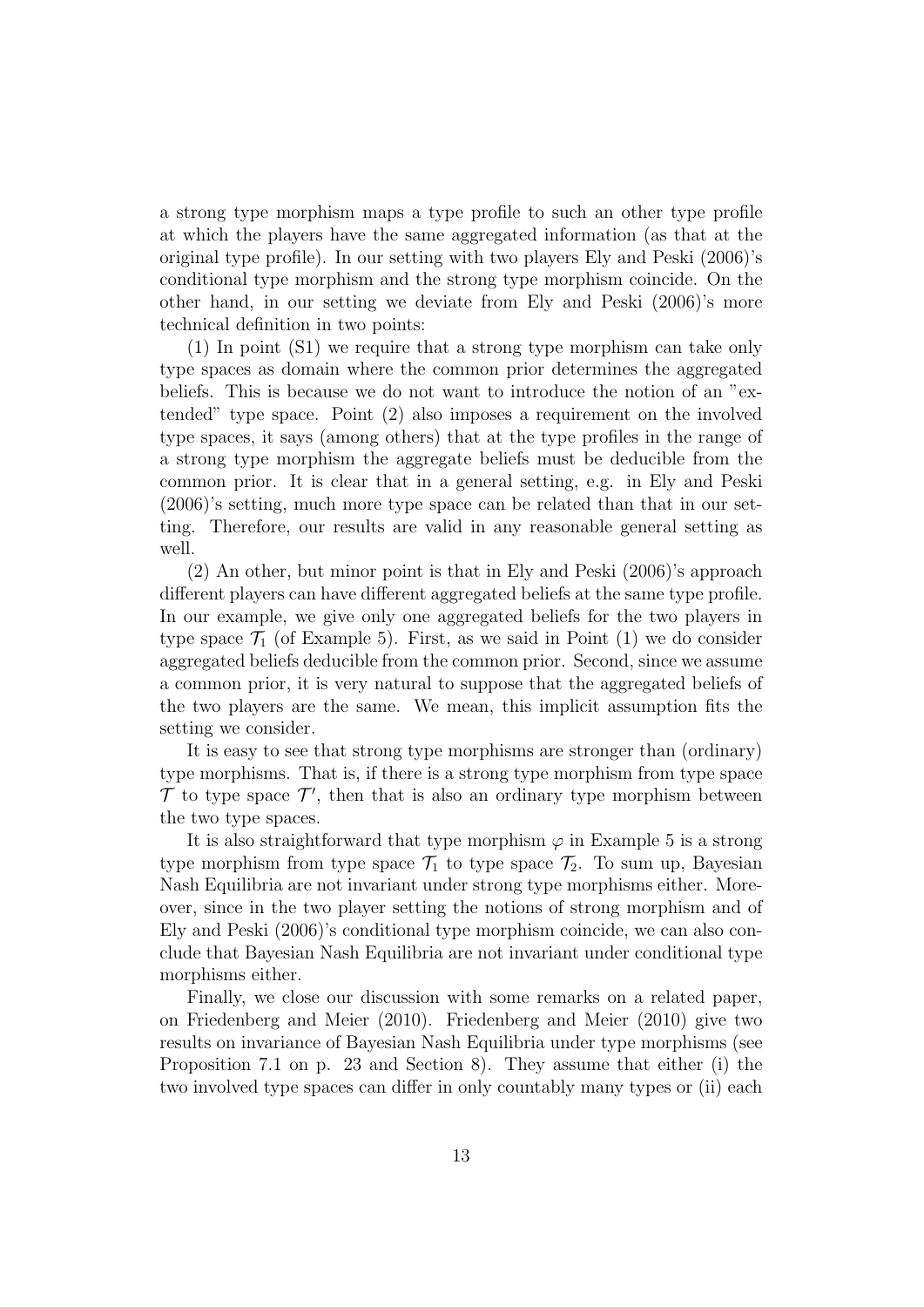a strong type morphism maps a type profile to such an other type profile at which the players have the same aggregated information (as that at the original type profile). In our setting with two players Ely and Peski (2006)'s conditional type morphism and the strong type morphism coincide. On the other hand, in our setting we deviate from Ely and Peski (2006)'s more technical definition in two points:

(1) In point (S1) we require that a strong type morphism can take only type spaces as domain where the common prior determines the aggregated beliefs. This is because we do not want to introduce the notion of an "extended" type space. Point (2) also imposes a requirement on the involved type spaces, it says (among others) that at the type profiles in the range of a strong type morphism the aggregate beliefs must be deducible from the common prior. It is clear that in a general setting, e.g. in Ely and Peski (2006)'s setting, much more type space can be related than that in our setting. Therefore, our results are valid in any reasonable general setting as well.

(2) An other, but minor point is that in Ely and Peski (2006)'s approach different players can have different aggregated beliefs at the same type profile. In our example, we give only one aggregated beliefs for the two players in type space $\mathcal{T}_1$ (of Example 5). First, as we said in Point (1) we do consider aggregated beliefs deducible from the common prior. Second, since we assume a common prior, it is very natural to suppose that the aggregated beliefs of the two players are the same. We mean, this implicit assumption fits the setting we consider.

It is easy to see that strong type morphisms are stronger than (ordinary) type morphisms. That is, if there is a strong type morphism from type space $\mathcal{T}$ to type space $\mathcal{T}'$, then that is also an ordinary type morphism between the two type spaces.

It is also straightforward that type morphism $\varphi$ in Example 5 is a strong type morphism from type space $\mathcal{T}_1$ to type space $\mathcal{T}_2$. To sum up, Bayesian Nash Equilibria are not invariant under strong type morphisms either. Moreover, since in the two player setting the notions of strong morphism and of Ely and Peski (2006)'s conditional type morphism coincide, we can also conclude that Bayesian Nash Equilibria are not invariant under conditional type morphisms either.

Finally, we close our discussion with some remarks on a related paper, on Friedenberg and Meier (2010). Friedenberg and Meier (2010) give two results on invariance of Bayesian Nash Equilibria under type morphisms (see Proposition 7.1 on p. 23 and Section 8). They assume that either (i) the two involved type spaces can differ in only countably many types or (ii) each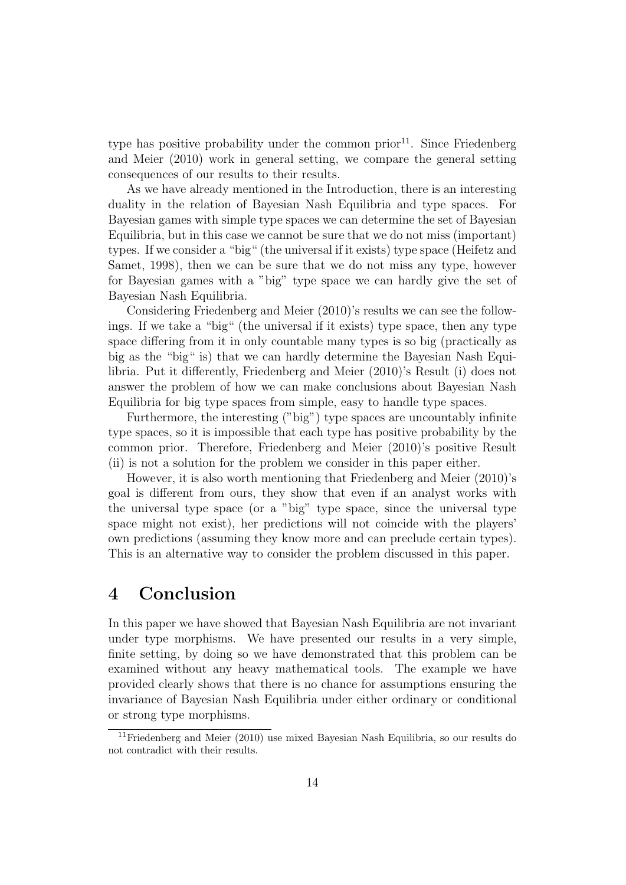type has positive probability under the common prior[11]. Since Friedenberg and Meier (2010) work in general setting, we compare the general setting consequences of our results to their results.

As we have already mentioned in the Introduction, there is an interesting duality in the relation of Bayesian Nash Equilibria and type spaces. For Bayesian games with simple type spaces we can determine the set of Bayesian Equilibria, but in this case we cannot be sure that we do not miss (important) types. If we consider a "big" (the universal if it exists) type space (Heifetz and Samet, 1998), then we can be sure that we do not miss any type, however for Bayesian games with a "big" type space we can hardly give the set of Bayesian Nash Equilibria.

Considering Friedenberg and Meier (2010)'s results we can see the followings. If we take a "big" (the universal if it exists) type space, then any type space differing from it in only countable many types is so big (practically as big as the "big" is) that we can hardly determine the Bayesian Nash Equilibria. Put it differently, Friedenberg and Meier (2010)'s Result (i) does not answer the problem of how we can make conclusions about Bayesian Nash Equilibria for big type spaces from simple, easy to handle type spaces.

Furthermore, the interesting ("big") type spaces are uncountably infinite type spaces, so it is impossible that each type has positive probability by the common prior. Therefore, Friedenberg and Meier (2010)'s positive Result (ii) is not a solution for the problem we consider in this paper either.

However, it is also worth mentioning that Friedenberg and Meier (2010)'s goal is different from ours, they show that even if an analyst works with the universal type space (or a "big" type space, since the universal type space might not exist), her predictions will not coincide with the players' own predictions (assuming they know more and can preclude certain types). This is an alternative way to consider the problem discussed in this paper.

# 4 Conclusion

In this paper we have showed that Bayesian Nash Equilibria are not invariant under type morphisms. We have presented our results in a very simple, finite setting, by doing so we have demonstrated that this problem can be examined without any heavy mathematical tools. The example we have provided clearly shows that there is no chance for assumptions ensuring the invariance of Bayesian Nash Equilibria under either ordinary or conditional or strong type morphisms.

[11] Friedenberg and Meier (2010) use mixed Bayesian Nash Equilibria, so our results do not contradict with their results.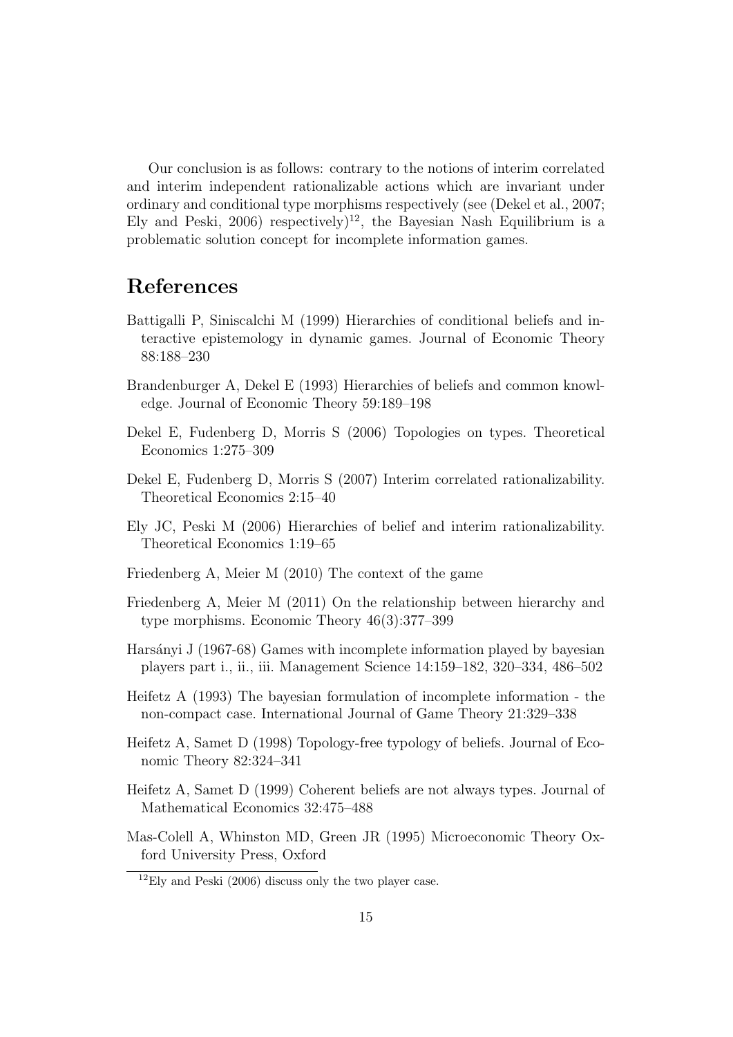Our conclusion is as follows: contrary to the notions of interim correlated and interim independent rationalizable actions which are invariant under ordinary and conditional type morphisms respectively (see (Dekel et al., 2007; Ely and Peski, 2006) respectively)[12], the Bayesian Nash Equilibrium is a problematic solution concept for incomplete information games.

# References

Battigalli P, Siniscalchi M (1999) Hierarchies of conditional beliefs and interactive epistemology in dynamic games. Journal of Economic Theory 88:188–230

Brandenburger A, Dekel E (1993) Hierarchies of beliefs and common knowledge. Journal of Economic Theory 59:189–198

Dekel E, Fudenberg D, Morris S (2006) Topologies on types. Theoretical Economics 1:275–309

Dekel E, Fudenberg D, Morris S (2007) Interim correlated rationalizability. Theoretical Economics 2:15–40

Ely JC, Peski M (2006) Hierarchies of belief and interim rationalizability. Theoretical Economics 1:19–65

Friedenberg A, Meier M (2010) The context of the game

Friedenberg A, Meier M (2011) On the relationship between hierarchy and type morphisms. Economic Theory 46(3):377–399

Harsányi J (1967-68) Games with incomplete information played by bayesian players part i., ii., iii. Management Science 14:159–182, 320–334, 486–502

Heifetz A (1993) The bayesian formulation of incomplete information - the non-compact case. International Journal of Game Theory 21:329–338

Heifetz A, Samet D (1998) Topology-free typology of beliefs. Journal of Economic Theory 82:324–341

Heifetz A, Samet D (1999) Coherent beliefs are not always types. Journal of Mathematical Economics 32:475–488

Mas-Colell A, Whinston MD, Green JR (1995) Microeconomic Theory Oxford University Press, Oxford

[12]Ely and Peski (2006) discuss only the two player case.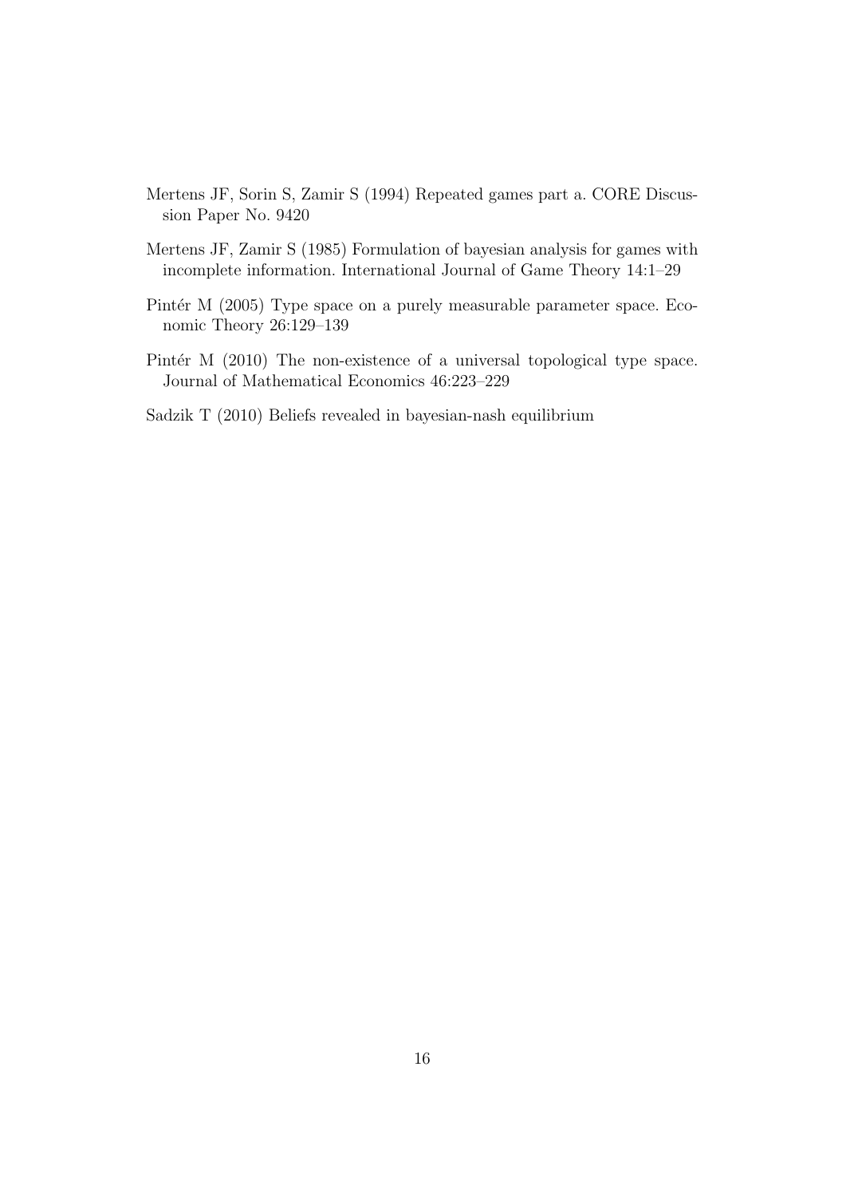Mertens JF, Sorin S, Zamir S (1994) Repeated games part a. CORE Discussion Paper No. 9420

Mertens JF, Zamir S (1985) Formulation of bayesian analysis for games with incomplete information. International Journal of Game Theory 14:1–29

Pintér M (2005) Type space on a purely measurable parameter space. Economic Theory 26:129–139

Pintér M (2010) The non-existence of a universal topological type space. Journal of Mathematical Economics 46:223–229

Sadzik T (2010) Beliefs revealed in bayesian-nash equilibrium